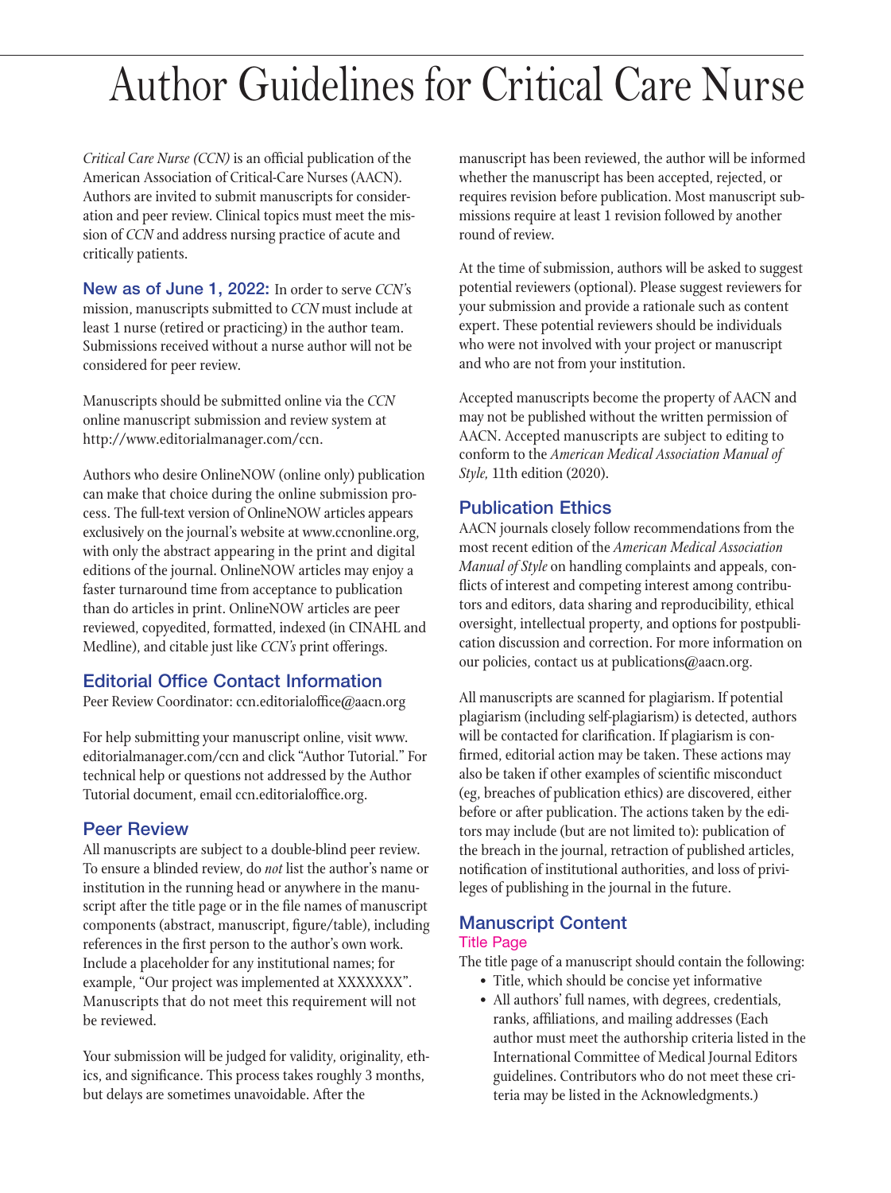# Author Guidelines for Critical Care Nurse

*Critical Care Nurse (CCN)* is an official publication of the American Association of Critical-Care Nurses (AACN). Authors are invited to submit manuscripts for consideration and peer review. Clinical topics must meet the mission of *CCN* and address nursing practice of acute and critically patients.

**New as of June 1, 2022:** In order to serve *CCN*'s mission, manuscripts submitted to *CCN* must include at least 1 nurse (retired or practicing) in the author team. Submissions received without a nurse author will not be considered for peer review.

Manuscripts should be submitted online via the *CCN* online manuscript submission and review system at http://www.editorialmanager.com/ccn.

Authors who desire OnlineNOW (online only) publication can make that choice during the online submission process. The full-text version of OnlineNOW articles appears exclusively on the journal's website at www.ccnonline.org, with only the abstract appearing in the print and digital editions of the journal. OnlineNOW articles may enjoy a faster turnaround time from acceptance to publication than do articles in print. OnlineNOW articles are peer reviewed, copyedited, formatted, indexed (in CINAHL and Medline), and citable just like *CCN's* print offerings.

## Editorial Office Contact Information

Peer Review Coordinator: ccn.editorialoffice@aacn.org

For help submitting your manuscript online, visit www.editorialmanager.com/ccn and click "Author Tutorial." For technical help or questions not addressed by the Author Tutorial document, email ccn.editorialoffice.org.

## Peer Review

All manuscripts are subject to a double-blind peer review. To ensure a blinded review, do *not* list the author's name or institution in the running head or anywhere in the manuscript after the title page or in the file names of manuscript components (abstract, manuscript, figure/table), including references in the first person to the author's own work. Include a placeholder for any institutional names; for example, "Our project was implemented at XXXXXXX". Manuscripts that do not meet this requirement will not be reviewed.

Your submission will be judged for validity, originality, ethics, and significance. This process takes roughly 3 months, but delays are sometimes unavoidable. After the manuscript has been reviewed, the author will be informed whether the manuscript has been accepted, rejected, or requires revision before publication. Most manuscript submissions require at least 1 revision followed by another round of review.

At the time of submission, authors will be asked to suggest potential reviewers (optional). Please suggest reviewers for your submission and provide a rationale such as content expert. These potential reviewers should be individuals who were not involved with your project or manuscript and who are not from your institution.

Accepted manuscripts become the property of AACN and may not be published without the written permission of AACN. Accepted manuscripts are subject to editing to conform to the *American Medical Association Manual of Style,* 11th edition (2020).

## Publication Ethics

AACN journals closely follow recommendations from the most recent edition of the *American Medical Association Manual of Style* on handling complaints and appeals, conflicts of interest and competing interest among contributors and editors, data sharing and reproducibility, ethical oversight, intellectual property, and options for postpublication discussion and correction. For more information on our policies, contact us at publications@aacn.org.

All manuscripts are scanned for plagiarism. If potential plagiarism (including self-plagiarism) is detected, authors will be contacted for clarification. If plagiarism is confirmed, editorial action may be taken. These actions may also be taken if other examples of scientific misconduct (eg, breaches of publication ethics) are discovered, either before or after publication. The actions taken by the editors may include (but are not limited to): publication of the breach in the journal, retraction of published articles, notification of institutional authorities, and loss of privileges of publishing in the journal in the future.

## Manuscript Content

### Title Page

The title page of a manuscript should contain the following:

- Title, which should be concise yet informative
- All authors' full names, with degrees, credentials, ranks, affiliations, and mailing addresses (Each author must meet the authorship criteria listed in the International Committee of Medical Journal Editors guidelines. Contributors who do not meet these criteria may be listed in the Acknowledgments.)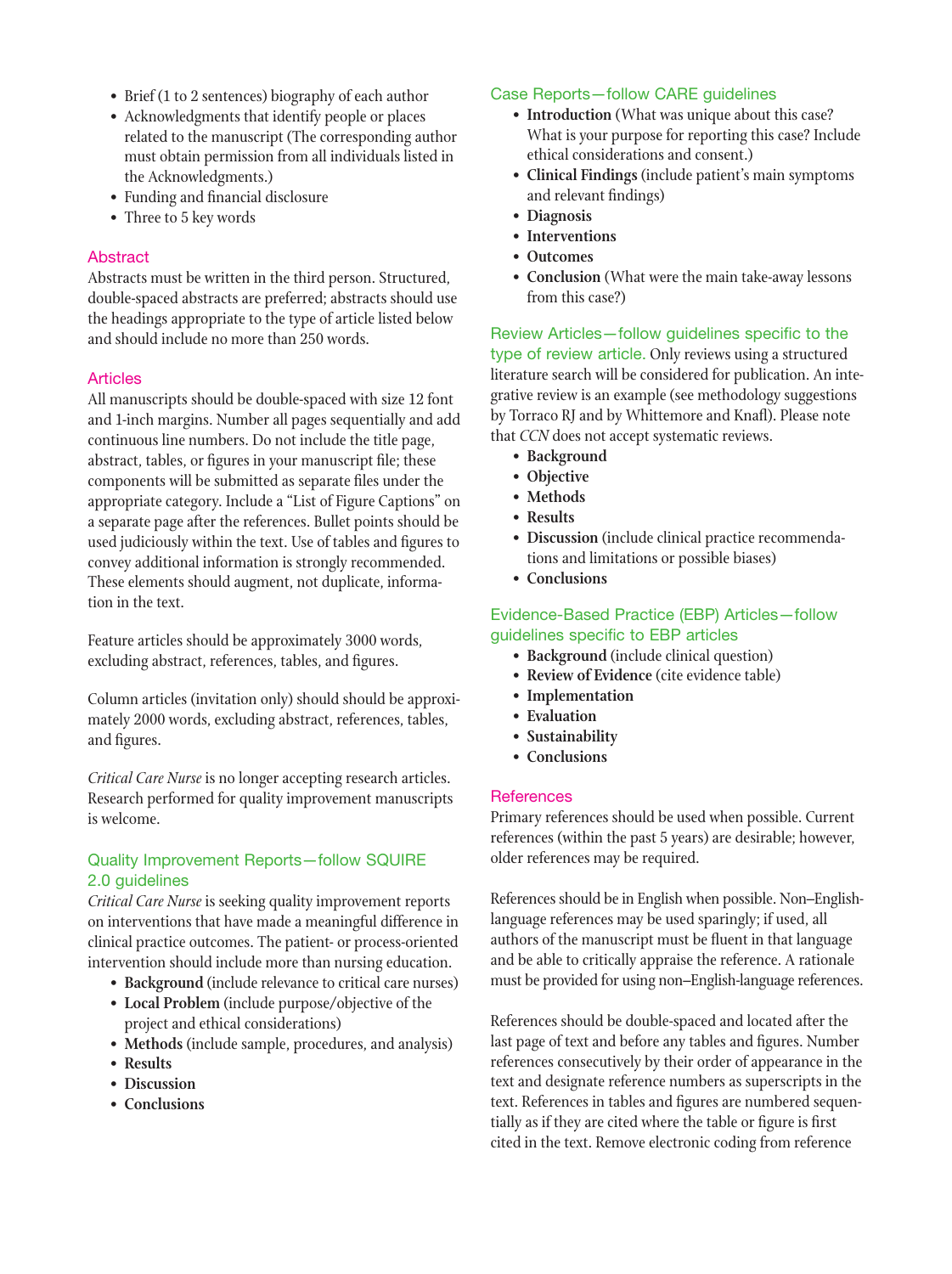- Brief (1 to 2 sentences) biography of each author
- Acknowledgments that identify people or places related to the manuscript (The corresponding author must obtain permission from all individuals listed in the Acknowledgments.)
- Funding and financial disclosure
- Three to 5 key words

## Abstract

Abstracts must be written in the third person. Structured, double-spaced abstracts are preferred; abstracts should use the headings appropriate to the type of article listed below and should include no more than 250 words.

## Articles

All manuscripts should be double-spaced with size 12 font and 1-inch margins. Number all pages sequentially and add continuous line numbers. Do not include the title page, abstract, tables, or figures in your manuscript file; these components will be submitted as separate files under the appropriate category. Include a "List of Figure Captions" on a separate page after the references. Bullet points should be used judiciously within the text. Use of tables and figures to convey additional information is strongly recommended. These elements should augment, not duplicate, information in the text.

Feature articles should be approximately 3000 words, excluding abstract, references, tables, and figures.

Column articles (invitation only) should should be approximately 2000 words, excluding abstract, references, tables, and figures.

*Critical Care Nurse* is no longer accepting research articles. Research performed for quality improvement manuscripts is welcome.

### Quality Improvement Reports—follow SQUIRE 2.0 guidelines

*Critical Care Nurse* is seeking quality improvement reports on interventions that have made a meaningful difference in clinical practice outcomes. The patient- or process-oriented intervention should include more than nursing education.

- **Background** (include relevance to critical care nurses)
- **Local Problem** (include purpose/objective of the project and ethical considerations)
- **Methods** (include sample, procedures, and analysis)
- **Results**
- **Discussion**
- **Conclusions**

### Case Reports—follow CARE guidelines

- **Introduction** (What was unique about this case? What is your purpose for reporting this case? Include ethical considerations and consent.)
- **Clinical Findings** (include patient's main symptoms and relevant findings)
- **Diagnosis**
- **Interventions**
- **Outcomes**
- **Conclusion** (What were the main take-away lessons from this case?)

### Review Articles—follow guidelines specific to the type of review article.

Only reviews using a structured literature search will be considered for publication. An integrative review is an example (see methodology suggestions by Torraco RJ and by Whittemore and Knafl). Please note that *CCN* does not accept systematic reviews.

- **Background**
- **Objective**
- **Methods**
- **Results**
- **Discussion** (include clinical practice recommendations and limitations or possible biases)
- **Conclusions**

### Evidence-Based Practice (EBP) Articles—follow guidelines specific to EBP articles

- **Background** (include clinical question)
- **Review of Evidence** (cite evidence table)
- **Implementation**
- **Evaluation**
- **Sustainability**
- **Conclusions**

## References

Primary references should be used when possible. Current references (within the past 5 years) are desirable; however, older references may be required.

References should be in English when possible. Non–English-language references may be used sparingly; if used, all authors of the manuscript must be fluent in that language and be able to critically appraise the reference. A rationale must be provided for using non–English-language references.

References should be double-spaced and located after the last page of text and before any tables and figures. Number references consecutively by their order of appearance in the text and designate reference numbers as superscripts in the text. References in tables and figures are numbered sequentially as if they are cited where the table or figure is first cited in the text. Remove electronic coding from reference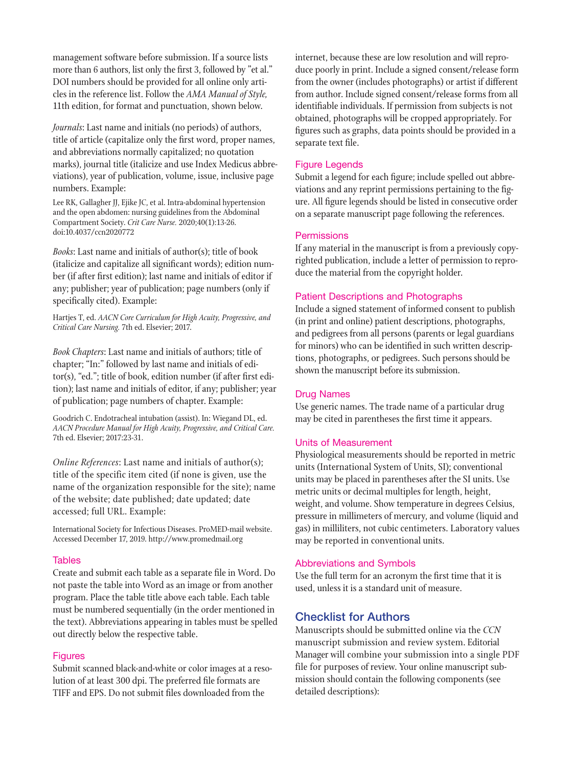management software before submission. If a source lists more than 6 authors, list only the first 3, followed by "et al." DOI numbers should be provided for all online only articles in the reference list. Follow the *AMA Manual of Style,* 11th edition, for format and punctuation, shown below.

*Journals*: Last name and initials (no periods) of authors, title of article (capitalize only the first word, proper names, and abbreviations normally capitalized; no quotation marks), journal title (italicize and use Index Medicus abbreviations), year of publication, volume, issue, inclusive page numbers. Example:

Lee RK, Gallagher JJ, Ejike JC, et al. Intra-abdominal hypertension and the open abdomen: nursing guidelines from the Abdominal Compartment Society. *Crit Care Nurse.* 2020;40(1):13-26. doi:10.4037/ccn2020772

*Books*: Last name and initials of author(s); title of book (italicize and capitalize all significant words); edition number (if after first edition); last name and initials of editor if any; publisher; year of publication; page numbers (only if specifically cited). Example:

Hartjes T, ed. *AACN Core Curriculum for High Acuity, Progressive, and Critical Care Nursing.* 7th ed. Elsevier; 2017.

*Book Chapters*: Last name and initials of authors; title of chapter; "In:" followed by last name and initials of editor(s), "ed."; title of book, edition number (if after first edition); last name and initials of editor, if any; publisher; year of publication; page numbers of chapter. Example:

Goodrich C. Endotracheal intubation (assist). In: Wiegand DL, ed. *AACN Procedure Manual for High Acuity, Progressive, and Critical Care.* 7th ed. Elsevier; 2017:23-31.

*Online References*: Last name and initials of author(s); title of the specific item cited (if none is given, use the name of the organization responsible for the site); name of the website; date published; date updated; date accessed; full URL. Example:

International Society for Infectious Diseases. ProMED-mail website. Accessed December 17, 2019. http://www.promedmail.org

### Tables

Create and submit each table as a separate file in Word. Do not paste the table into Word as an image or from another program. Place the table title above each table. Each table must be numbered sequentially (in the order mentioned in the text). Abbreviations appearing in tables must be spelled out directly below the respective table.

### Figures

Submit scanned black-and-white or color images at a resolution of at least 300 dpi. The preferred file formats are TIFF and EPS. Do not submit files downloaded from the internet, because these are low resolution and will reproduce poorly in print. Include a signed consent/release form from the owner (includes photographs) or artist if different from author. Include signed consent/release forms from all identifiable individuals. If permission from subjects is not obtained, photographs will be cropped appropriately. For figures such as graphs, data points should be provided in a separate text file.

### Figure Legends

Submit a legend for each figure; include spelled out abbreviations and any reprint permissions pertaining to the figure. All figure legends should be listed in consecutive order on a separate manuscript page following the references.

### Permissions

If any material in the manuscript is from a previously copyrighted publication, include a letter of permission to reproduce the material from the copyright holder.

### Patient Descriptions and Photographs

Include a signed statement of informed consent to publish (in print and online) patient descriptions, photographs, and pedigrees from all persons (parents or legal guardians for minors) who can be identified in such written descriptions, photographs, or pedigrees. Such persons should be shown the manuscript before its submission.

### Drug Names

Use generic names. The trade name of a particular drug may be cited in parentheses the first time it appears.

### Units of Measurement

Physiological measurements should be reported in metric units (International System of Units, SI); conventional units may be placed in parentheses after the SI units. Use metric units or decimal multiples for length, height, weight, and volume. Show temperature in degrees Celsius, pressure in millimeters of mercury, and volume (liquid and gas) in milliliters, not cubic centimeters. Laboratory values may be reported in conventional units.

### Abbreviations and Symbols

Use the full term for an acronym the first time that it is used, unless it is a standard unit of measure.

## Checklist for Authors

Manuscripts should be submitted online via the *CCN* manuscript submission and review system. Editorial Manager will combine your submission into a single PDF file for purposes of review. Your online manuscript submission should contain the following components (see detailed descriptions):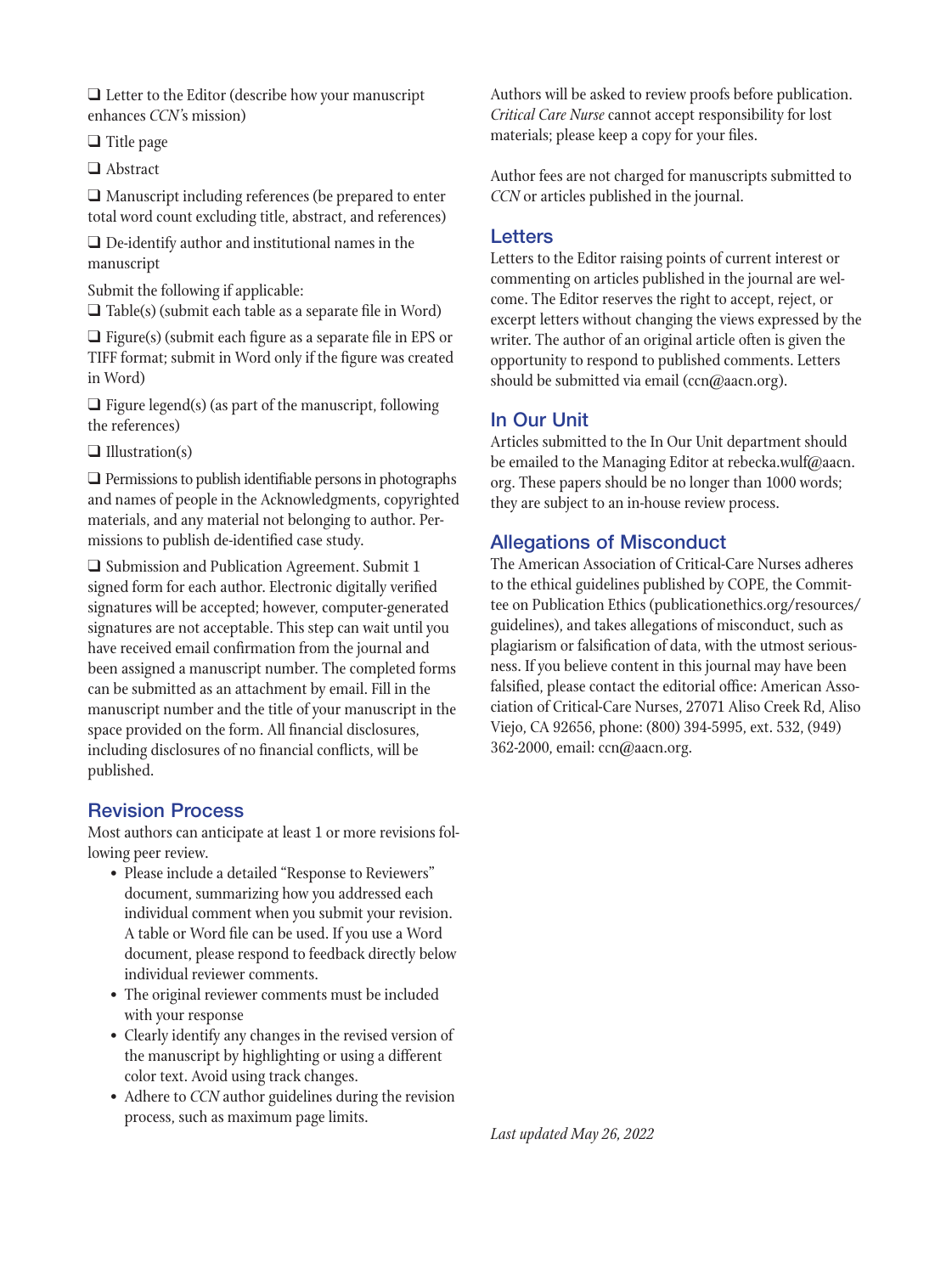❑ Letter to the Editor (describe how your manuscript enhances *CCN's* mission)

❑ Title page

❑ Abstract

❑ Manuscript including references (be prepared to enter total word count excluding title, abstract, and references)

❑ De-identify author and institutional names in the manuscript

Submit the following if applicable:

❑ Table(s) (submit each table as a separate file in Word)

❑ Figure(s) (submit each figure as a separate file in EPS or TIFF format; submit in Word only if the figure was created in Word)

❑ Figure legend(s) (as part of the manuscript, following the references)

❑ Illustration(s)

❑ Permissions to publish identifiable persons in photographs and names of people in the Acknowledgments, copyrighted materials, and any material not belonging to author. Permissions to publish de-identified case study.

❑ Submission and Publication Agreement. Submit 1 signed form for each author. Electronic digitally verified signatures will be accepted; however, computer-generated signatures are not acceptable. This step can wait until you have received email confirmation from the journal and been assigned a manuscript number. The completed forms can be submitted as an attachment by email. Fill in the manuscript number and the title of your manuscript in the space provided on the form. All financial disclosures, including disclosures of no financial conflicts, will be published.

## Revision Process

Most authors can anticipate at least 1 or more revisions following peer review.

- Please include a detailed "Response to Reviewers" document, summarizing how you addressed each individual comment when you submit your revision. A table or Word file can be used. If you use a Word document, please respond to feedback directly below individual reviewer comments.
- The original reviewer comments must be included with your response
- Clearly identify any changes in the revised version of the manuscript by highlighting or using a different color text. Avoid using track changes.
- Adhere to *CCN* author guidelines during the revision process, such as maximum page limits.

Authors will be asked to review proofs before publication. *Critical Care Nurse* cannot accept responsibility for lost materials; please keep a copy for your files.

Author fees are not charged for manuscripts submitted to *CCN* or articles published in the journal.

## Letters

Letters to the Editor raising points of current interest or commenting on articles published in the journal are welcome. The Editor reserves the right to accept, reject, or excerpt letters without changing the views expressed by the writer. The author of an original article often is given the opportunity to respond to published comments. Letters should be submitted via email (ccn@aacn.org).

## In Our Unit

Articles submitted to the In Our Unit department should be emailed to the Managing Editor at rebecka.wulf@aacn.org. These papers should be no longer than 1000 words; they are subject to an in-house review process.

## Allegations of Misconduct

The American Association of Critical-Care Nurses adheres to the ethical guidelines published by COPE, the Committee on Publication Ethics (publicationethics.org/resources/guidelines), and takes allegations of misconduct, such as plagiarism or falsification of data, with the utmost seriousness. If you believe content in this journal may have been falsified, please contact the editorial office: American Association of Critical-Care Nurses, 27071 Aliso Creek Rd, Aliso Viejo, CA 92656, phone: (800) 394-5995, ext. 532, (949) 362-2000, email: ccn@aacn.org.

*Last updated May 26, 2022*